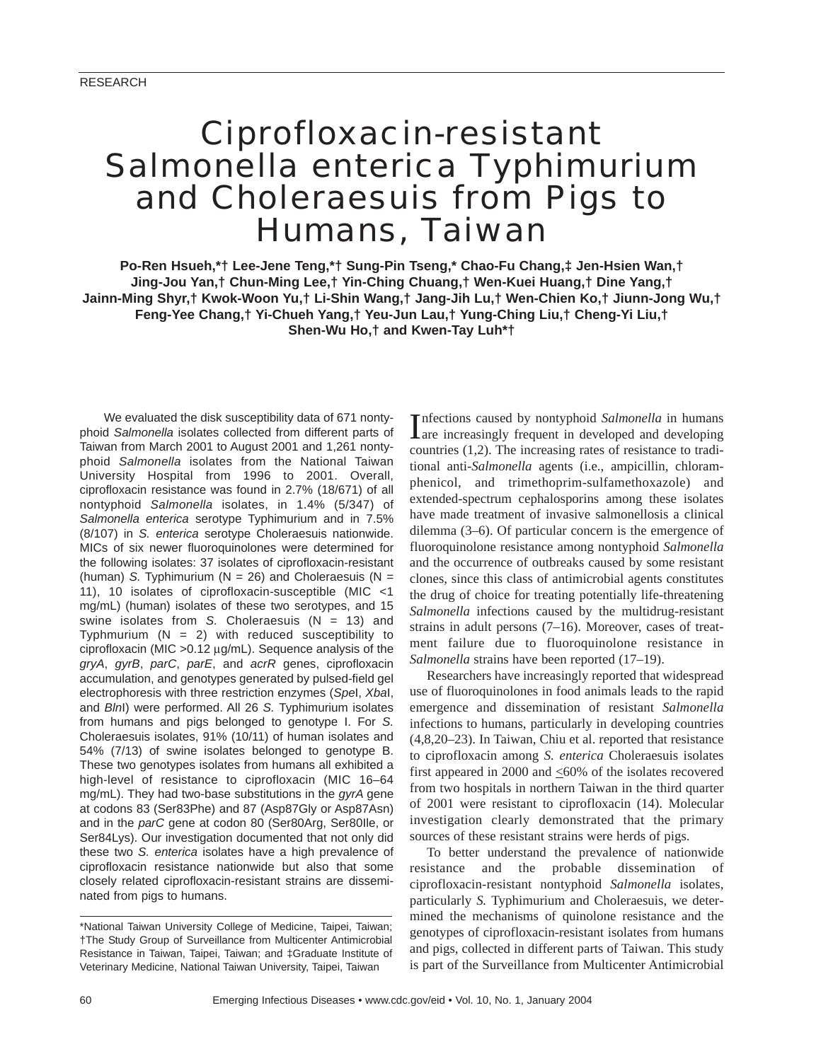RESEARCH

# Ciprofloxacin-resistant *Salmonella enterica* Typhimurium and Choleraesuis from Pigs to Humans, Taiwan

**Po-Ren Hsueh,\*† Lee-Jene Teng,\*† Sung-Pin Tseng,\* Chao-Fu Chang,‡ Jen-Hsien Wan,† Jing-Jou Yan,† Chun-Ming Lee,† Yin-Ching Chuang,† Wen-Kuei Huang,† Dine Yang,† Jainn-Ming Shyr,† Kwok-Woon Yu,† Li-Shin Wang,† Jang-Jih Lu,† Wen-Chien Ko,† Jiunn-Jong Wu,† Feng-Yee Chang,† Yi-Chueh Yang,† Yeu-Jun Lau,† Yung-Ching Liu,† Cheng-Yi Liu,† Shen-Wu Ho,† and Kwen-Tay Luh\*†**

We evaluated the disk susceptibility data of 671 nontyphoid *Salmonella* isolates collected from different parts of Taiwan from March 2001 to August 2001 and 1,261 nontyphoid *Salmonella* isolates from the National Taiwan University Hospital from 1996 to 2001. Overall, ciprofloxacin resistance was found in 2.7% (18/671) of all nontyphoid *Salmonella* isolates, in 1.4% (5/347) of *Salmonella enterica* serotype Typhimurium and in 7.5% (8/107) in *S. enterica* serotype Choleraesuis nationwide. MICs of six newer fluoroquinolones were determined for the following isolates: 37 isolates of ciprofloxacin-resistant (human) *S.* Typhimurium (N = 26) and Choleraesuis (N = 11), 10 isolates of ciprofloxacin-susceptible (MIC <1 mg/mL) (human) isolates of these two serotypes, and 15 swine isolates from *S.* Choleraesuis (N = 13) and Typhmurium (N = 2) with reduced susceptibility to ciprofloxacin (MIC >0.12 μg/mL). Sequence analysis of the *gryA*, *gyrB*, *parC*, *parE*, and *acrR* genes, ciprofloxacin accumulation, and genotypes generated by pulsed-field gel electrophoresis with three restriction enzymes (*Spe*I, *Xba*I, and *Bln*I) were performed. All 26 *S.* Typhimurium isolates from humans and pigs belonged to genotype I. For *S.* Choleraesuis isolates, 91% (10/11) of human isolates and 54% (7/13) of swine isolates belonged to genotype B. These two genotypes isolates from humans all exhibited a high-level of resistance to ciprofloxacin (MIC 16–64 mg/mL). They had two-base substitutions in the *gyrA* gene at codons 83 (Ser83Phe) and 87 (Asp87Gly or Asp87Asn) and in the *parC* gene at codon 80 (Ser80Arg, Ser80Ile, or Ser84Lys). Our investigation documented that not only did these two *S. enterica* isolates have a high prevalence of ciprofloxacin resistance nationwide but also that some closely related ciprofloxacin-resistant strains are disseminated from pigs to humans.

\*National Taiwan University College of Medicine, Taipei, Taiwan; †The Study Group of Surveillance from Multicenter Antimicrobial Resistance in Taiwan, Taipei, Taiwan; and ‡Graduate Institute of Veterinary Medicine, National Taiwan University, Taipei, Taiwan

Infections caused by nontyphoid *Salmonella* in humans are increasingly frequent in developed and developing countries (1,2). The increasing rates of resistance to traditional anti-*Salmonella* agents (i.e., ampicillin, chloramphenicol, and trimethoprim-sulfamethoxazole) and extended-spectrum cephalosporins among these isolates have made treatment of invasive salmonellosis a clinical dilemma (3–6). Of particular concern is the emergence of fluoroquinolone resistance among nontyphoid *Salmonella* and the occurrence of outbreaks caused by some resistant clones, since this class of antimicrobial agents constitutes the drug of choice for treating potentially life-threatening *Salmonella* infections caused by the multidrug-resistant strains in adult persons (7–16). Moreover, cases of treatment failure due to fluoroquinolone resistance in *Salmonella* strains have been reported (17–19).

Researchers have increasingly reported that widespread use of fluoroquinolones in food animals leads to the rapid emergence and dissemination of resistant *Salmonella* infections to humans, particularly in developing countries (4,8,20–23). In Taiwan, Chiu et al. reported that resistance to ciprofloxacin among *S. enterica* Choleraesuis isolates first appeared in 2000 and ≤60% of the isolates recovered from two hospitals in northern Taiwan in the third quarter of 2001 were resistant to ciprofloxacin (14). Molecular investigation clearly demonstrated that the primary sources of these resistant strains were herds of pigs.

To better understand the prevalence of nationwide resistance and the probable dissemination of ciprofloxacin-resistant nontyphoid *Salmonella* isolates, particularly *S.* Typhimurium and Choleraesuis, we determined the mechanisms of quinolone resistance and the genotypes of ciprofloxacin-resistant isolates from humans and pigs, collected in different parts of Taiwan. This study is part of the Surveillance from Multicenter Antimicrobial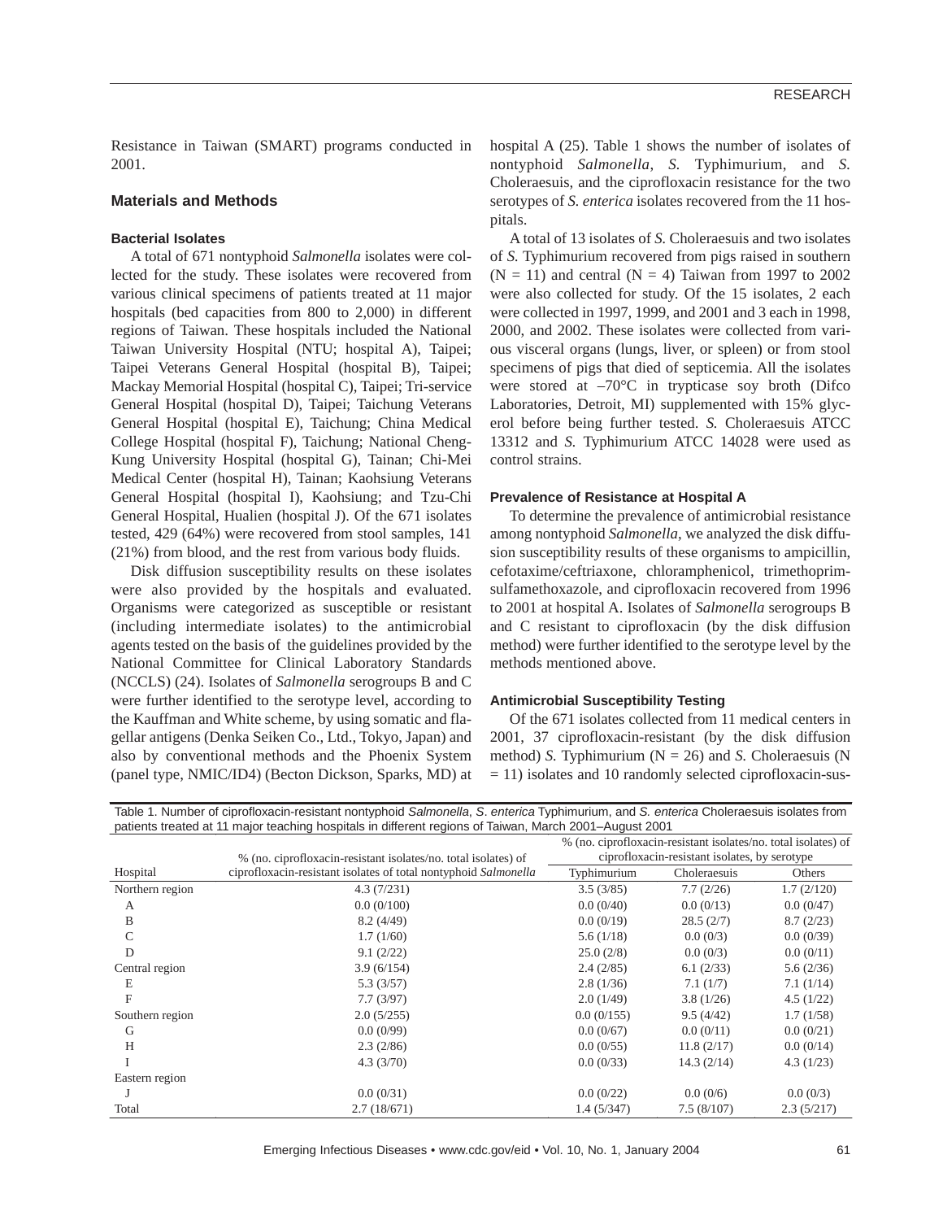Resistance in Taiwan (SMART) programs conducted in 2001.

## Materials and Methods

### Bacterial Isolates

A total of 671 nontyphoid *Salmonella* isolates were collected for the study. These isolates were recovered from various clinical specimens of patients treated at 11 major hospitals (bed capacities from 800 to 2,000) in different regions of Taiwan. These hospitals included the National Taiwan University Hospital (NTU; hospital A), Taipei; Taipei Veterans General Hospital (hospital B), Taipei; Mackay Memorial Hospital (hospital C), Taipei; Tri-service General Hospital (hospital D), Taipei; Taichung Veterans General Hospital (hospital E), Taichung; China Medical College Hospital (hospital F), Taichung; National Cheng-Kung University Hospital (hospital G), Tainan; Chi-Mei Medical Center (hospital H), Tainan; Kaohsiung Veterans General Hospital (hospital I), Kaohsiung; and Tzu-Chi General Hospital, Hualien (hospital J). Of the 671 isolates tested, 429 (64%) were recovered from stool samples, 141 (21%) from blood, and the rest from various body fluids.

Disk diffusion susceptibility results on these isolates were also provided by the hospitals and evaluated. Organisms were categorized as susceptible or resistant (including intermediate isolates) to the antimicrobial agents tested on the basis of the guidelines provided by the National Committee for Clinical Laboratory Standards (NCCLS) (24). Isolates of *Salmonella* serogroups B and C were further identified to the serotype level, according to the Kauffman and White scheme, by using somatic and flagellar antigens (Denka Seiken Co., Ltd., Tokyo, Japan) and also by conventional methods and the Phoenix System (panel type, NMIC/ID4) (Becton Dickson, Sparks, MD) at hospital A (25). Table 1 shows the number of isolates of nontyphoid *Salmonella*, *S.* Typhimurium, and *S.* Choleraesuis, and the ciprofloxacin resistance for the two serotypes of *S. enterica* isolates recovered from the 11 hospitals.

A total of 13 isolates of *S.* Choleraesuis and two isolates of *S.* Typhimurium recovered from pigs raised in southern (N = 11) and central (N = 4) Taiwan from 1997 to 2002 were also collected for study. Of the 15 isolates, 2 each were collected in 1997, 1999, and 2001 and 3 each in 1998, 2000, and 2002. These isolates were collected from various visceral organs (lungs, liver, or spleen) or from stool specimens of pigs that died of septicemia. All the isolates were stored at –70°C in trypticase soy broth (Difco Laboratories, Detroit, MI) supplemented with 15% glycerol before being further tested. *S.* Choleraesuis ATCC 13312 and *S.* Typhimurium ATCC 14028 were used as control strains.

### Prevalence of Resistance at Hospital A

To determine the prevalence of antimicrobial resistance among nontyphoid *Salmonella*, we analyzed the disk diffusion susceptibility results of these organisms to ampicillin, cefotaxime/ceftriaxone, chloramphenicol, trimethoprim-sulfamethoxazole, and ciprofloxacin recovered from 1996 to 2001 at hospital A. Isolates of *Salmonella* serogroups B and C resistant to ciprofloxacin (by the disk diffusion method) were further identified to the serotype level by the methods mentioned above.

### Antimicrobial Susceptibility Testing

Of the 671 isolates collected from 11 medical centers in 2001, 37 ciprofloxacin-resistant (by the disk diffusion method) *S.* Typhimurium (N = 26) and *S.* Choleraesuis (N = 11) isolates and 10 randomly selected ciprofloxacin-sus-

Table 1. Number of ciprofloxacin-resistant nontyphoid *Salmonella*, *S. enterica* Typhimurium, and *S. enterica* Choleraesuis isolates from patients treated at 11 major teaching hospitals in different regions of Taiwan, March 2001–August 2001

| Hospital | % (no. ciprofloxacin-resistant isolates/no. total isolates) of ciprofloxacin-resistant isolates of total nontyphoid *Salmonella* | % (no. ciprofloxacin-resistant isolates/no. total isolates) of ciprofloxacin-resistant isolates, by serotype | | |
|---|---|---|---|---|
| | | Typhimurium | Choleraesuis | Others |
| Northern region | 4.3 (7/231) | 3.5 (3/85) | 7.7 (2/26) | 1.7 (2/120) |
| A | 0.0 (0/100) | 0.0 (0/40) | 0.0 (0/13) | 0.0 (0/47) |
| B | 8.2 (4/49) | 0.0 (0/19) | 28.5 (2/7) | 8.7 (2/23) |
| C | 1.7 (1/60) | 5.6 (1/18) | 0.0 (0/3) | 0.0 (0/39) |
| D | 9.1 (2/22) | 25.0 (2/8) | 0.0 (0/3) | 0.0 (0/11) |
| Central region | 3.9 (6/154) | 2.4 (2/85) | 6.1 (2/33) | 5.6 (2/36) |
| E | 5.3 (3/57) | 2.8 (1/36) | 7.1 (1/7) | 7.1 (1/14) |
| F | 7.7 (3/97) | 2.0 (1/49) | 3.8 (1/26) | 4.5 (1/22) |
| Southern region | 2.0 (5/255) | 0.0 (0/155) | 9.5 (4/42) | 1.7 (1/58) |
| G | 0.0 (0/99) | 0.0 (0/67) | 0.0 (0/11) | 0.0 (0/21) |
| H | 2.3 (2/86) | 0.0 (0/55) | 11.8 (2/17) | 0.0 (0/14) |
| I | 4.3 (3/70) | 0.0 (0/33) | 14.3 (2/14) | 4.3 (1/23) |
| Eastern region | | | | |
| J | 0.0 (0/31) | 0.0 (0/22) | 0.0 (0/6) | 0.0 (0/3) |
| Total | 2.7 (18/671) | 1.4 (5/347) | 7.5 (8/107) | 2.3 (5/217) |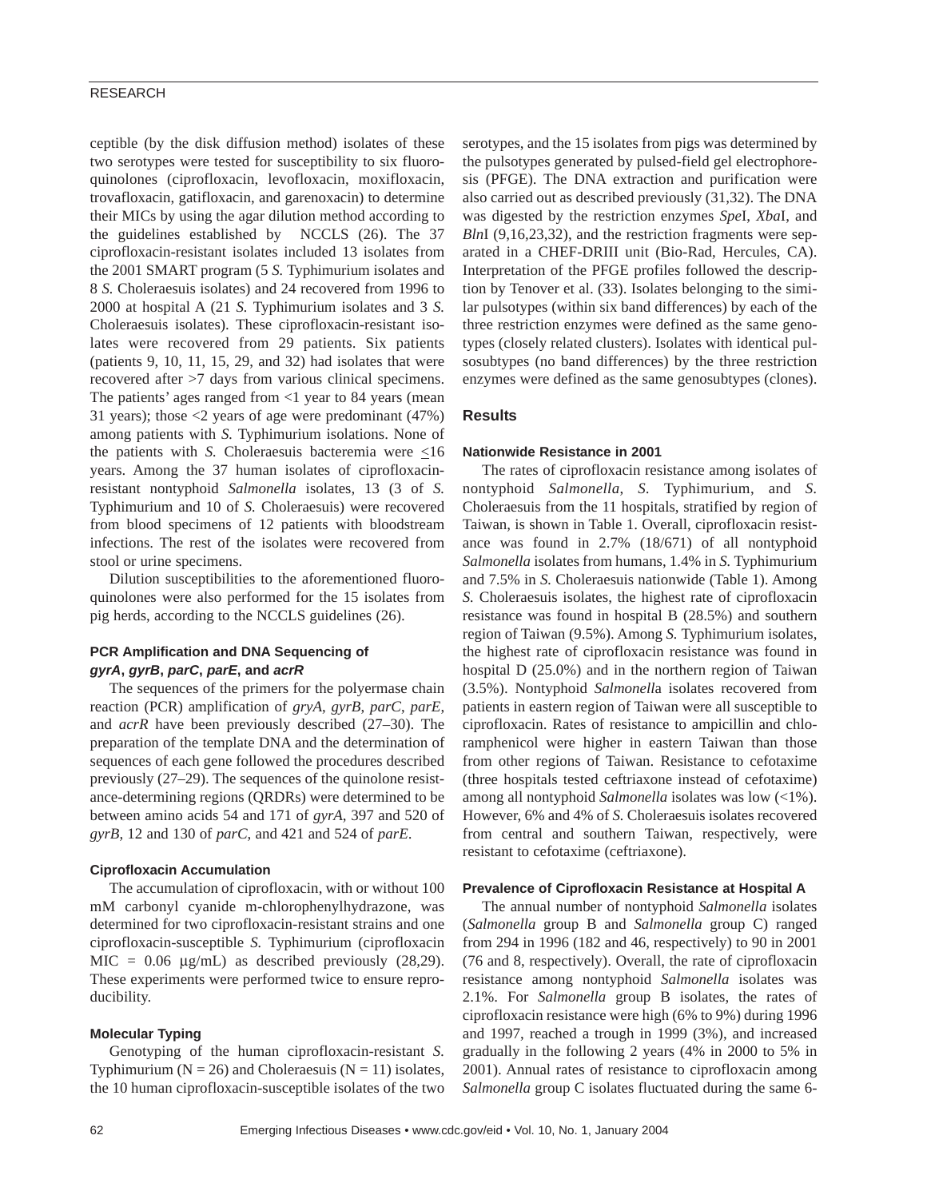ceptible (by the disk diffusion method) isolates of these two serotypes were tested for susceptibility to six fluoroquinolones (ciprofloxacin, levofloxacin, moxifloxacin, trovafloxacin, gatifloxacin, and garenoxacin) to determine their MICs by using the agar dilution method according to the guidelines established by NCCLS (26). The 37 ciprofloxacin-resistant isolates included 13 isolates from the 2001 SMART program (5 *S.* Typhimurium isolates and 8 *S.* Choleraesuis isolates) and 24 recovered from 1996 to 2000 at hospital A (21 *S.* Typhimurium isolates and 3 *S.* Choleraesuis isolates). These ciprofloxacin-resistant isolates were recovered from 29 patients. Six patients (patients 9, 10, 11, 15, 29, and 32) had isolates that were recovered after >7 days from various clinical specimens. The patients' ages ranged from <1 year to 84 years (mean 31 years); those <2 years of age were predominant (47%) among patients with *S.* Typhimurium isolations. None of the patients with *S.* Choleraesuis bacteremia were ≤16 years. Among the 37 human isolates of ciprofloxacin-resistant nontyphoid *Salmonella* isolates, 13 (3 of *S.* Typhimurium and 10 of *S.* Choleraesuis) were recovered from blood specimens of 12 patients with bloodstream infections. The rest of the isolates were recovered from stool or urine specimens.

Dilution susceptibilities to the aforementioned fluoroquinolones were also performed for the 15 isolates from pig herds, according to the NCCLS guidelines (26).

### PCR Amplification and DNA Sequencing of *gyrA*, *gyrB*, *parC*, *parE*, and *acrR*

The sequences of the primers for the polyermase chain reaction (PCR) amplification of *gryA*, *gyrB*, *parC*, *parE*, and *acrR* have been previously described (27–30). The preparation of the template DNA and the determination of sequences of each gene followed the procedures described previously (27–29). The sequences of the quinolone resistance-determining regions (QRDRs) were determined to be between amino acids 54 and 171 of *gyrA*, 397 and 520 of *gyrB*, 12 and 130 of *parC*, and 421 and 524 of *parE*.

### Ciprofloxacin Accumulation

The accumulation of ciprofloxacin, with or without 100 mM carbonyl cyanide m-chlorophenylhydrazone, was determined for two ciprofloxacin-resistant strains and one ciprofloxacin-susceptible *S.* Typhimurium (ciprofloxacin MIC = 0.06 µg/mL) as described previously (28,29). These experiments were performed twice to ensure reproducibility.

### Molecular Typing

Genotyping of the human ciprofloxacin-resistant *S.* Typhimurium (N = 26) and Choleraesuis (N = 11) isolates, the 10 human ciprofloxacin-susceptible isolates of the two serotypes, and the 15 isolates from pigs was determined by the pulsotypes generated by pulsed-field gel electrophoresis (PFGE). The DNA extraction and purification were also carried out as described previously (31,32). The DNA was digested by the restriction enzymes *Spe*I, *Xba*I, and *Bln*I (9,16,23,32), and the restriction fragments were separated in a CHEF-DRIII unit (Bio-Rad, Hercules, CA). Interpretation of the PFGE profiles followed the description by Tenover et al. (33). Isolates belonging to the similar pulsotypes (within six band differences) by each of the three restriction enzymes were defined as the same genotypes (closely related clusters). Isolates with identical pulsosubtypes (no band differences) by the three restriction enzymes were defined as the same genosubtypes (clones).

## Results

### Nationwide Resistance in 2001

The rates of ciprofloxacin resistance among isolates of nontyphoid *Salmonella*, *S*. Typhimurium, and *S*. Choleraesuis from the 11 hospitals, stratified by region of Taiwan, is shown in Table 1. Overall, ciprofloxacin resistance was found in 2.7% (18/671) of all nontyphoid *Salmonella* isolates from humans, 1.4% in *S.* Typhimurium and 7.5% in *S.* Choleraesuis nationwide (Table 1). Among *S.* Choleraesuis isolates, the highest rate of ciprofloxacin resistance was found in hospital B (28.5%) and southern region of Taiwan (9.5%). Among *S.* Typhimurium isolates, the highest rate of ciprofloxacin resistance was found in hospital D (25.0%) and in the northern region of Taiwan (3.5%). Nontyphoid *Salmonella* isolates recovered from patients in eastern region of Taiwan were all susceptible to ciprofloxacin. Rates of resistance to ampicillin and chloramphenicol were higher in eastern Taiwan than those from other regions of Taiwan. Resistance to cefotaxime (three hospitals tested ceftriaxone instead of cefotaxime) among all nontyphoid *Salmonella* isolates was low (<1%). However, 6% and 4% of *S.* Choleraesuis isolates recovered from central and southern Taiwan, respectively, were resistant to cefotaxime (ceftriaxone).

### Prevalence of Ciprofloxacin Resistance at Hospital A

The annual number of nontyphoid *Salmonella* isolates (*Salmonella* group B and *Salmonella* group C) ranged from 294 in 1996 (182 and 46, respectively) to 90 in 2001 (76 and 8, respectively). Overall, the rate of ciprofloxacin resistance among nontyphoid *Salmonella* isolates was 2.1%. For *Salmonella* group B isolates, the rates of ciprofloxacin resistance were high (6% to 9%) during 1996 and 1997, reached a trough in 1999 (3%), and increased gradually in the following 2 years (4% in 2000 to 5% in 2001). Annual rates of resistance to ciprofloxacin among *Salmonella* group C isolates fluctuated during the same 6-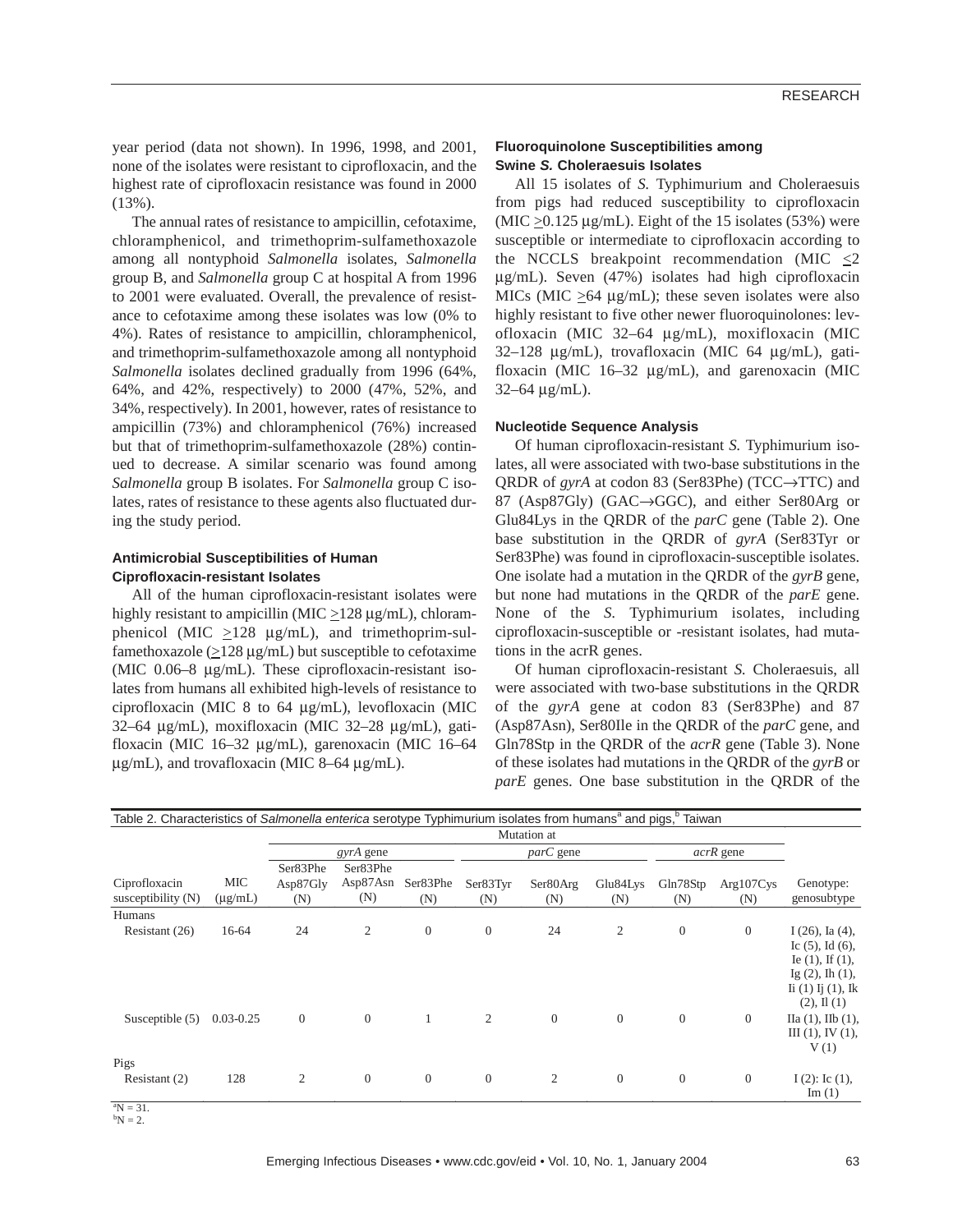year period (data not shown). In 1996, 1998, and 2001, none of the isolates were resistant to ciprofloxacin, and the highest rate of ciprofloxacin resistance was found in 2000 (13%).

The annual rates of resistance to ampicillin, cefotaxime, chloramphenicol, and trimethoprim-sulfamethoxazole among all nontyphoid *Salmonella* isolates, *Salmonella* group B, and *Salmonella* group C at hospital A from 1996 to 2001 were evaluated. Overall, the prevalence of resistance to cefotaxime among these isolates was low (0% to 4%). Rates of resistance to ampicillin, chloramphenicol, and trimethoprim-sulfamethoxazole among all nontyphoid *Salmonella* isolates declined gradually from 1996 (64%, 64%, and 42%, respectively) to 2000 (47%, 52%, and 34%, respectively). In 2001, however, rates of resistance to ampicillin (73%) and chloramphenicol (76%) increased but that of trimethoprim-sulfamethoxazole (28%) continued to decrease. A similar scenario was found among *Salmonella* group B isolates. For *Salmonella* group C isolates, rates of resistance to these agents also fluctuated during the study period.

### Antimicrobial Susceptibilities of Human Ciprofloxacin-resistant Isolates

All of the human ciprofloxacin-resistant isolates were highly resistant to ampicillin (MIC ≥128 µg/mL), chloramphenicol (MIC ≥128 µg/mL), and trimethoprim-sulfamethoxazole (≥128 µg/mL) but susceptible to cefotaxime (MIC 0.06–8 µg/mL). These ciprofloxacin-resistant isolates from humans all exhibited high-levels of resistance to ciprofloxacin (MIC 8 to 64 µg/mL), levofloxacin (MIC 32–64 µg/mL), moxifloxacin (MIC 32–28 µg/mL), gatifloxacin (MIC 16–32 µg/mL), garenoxacin (MIC 16–64 µg/mL), and trovafloxacin (MIC 8–64 µg/mL).

### Fluoroquinolone Susceptibilities among Swine *S.* Choleraesuis Isolates

All 15 isolates of *S.* Typhimurium and Choleraesuis from pigs had reduced susceptibility to ciprofloxacin (MIC ≥0.125 µg/mL). Eight of the 15 isolates (53%) were susceptible or intermediate to ciprofloxacin according to the NCCLS breakpoint recommendation (MIC ≤2 µg/mL). Seven (47%) isolates had high ciprofloxacin MICs (MIC ≥64 µg/mL); these seven isolates were also highly resistant to five other newer fluoroquinolones: levofloxacin (MIC 32–64 µg/mL), moxifloxacin (MIC 32–128 µg/mL), trovafloxacin (MIC 64 µg/mL), gatifloxacin (MIC 16–32 µg/mL), and garenoxacin (MIC 32–64 µg/mL).

### Nucleotide Sequence Analysis

Of human ciprofloxacin-resistant *S.* Typhimurium isolates, all were associated with two-base substitutions in the QRDR of *gyrA* at codon 83 (Ser83Phe) (TCC→TTC) and 87 (Asp87Gly) (GAC→GGC), and either Ser80Arg or Glu84Lys in the QRDR of the *parC* gene (Table 2). One base substitution in the QRDR of *gyrA* (Ser83Tyr or Ser83Phe) was found in ciprofloxacin-susceptible isolates. One isolate had a mutation in the QRDR of the *gyrB* gene, but none had mutations in the QRDR of the *parE* gene. None of the *S.* Typhimurium isolates, including ciprofloxacin-susceptible or -resistant isolates, had mutations in the acrR genes.

Of human ciprofloxacin-resistant *S.* Choleraesuis, all were associated with two-base substitutions in the QRDR of the *gyrA* gene at codon 83 (Ser83Phe) and 87 (Asp87Asn), Ser80Ile in the QRDR of the *parC* gene, and Gln78Stp in the QRDR of the *acrR* gene (Table 3). None of these isolates had mutations in the QRDR of the *gyrB* or *parE* genes. One base substitution in the QRDR of the

Table 2. Characteristics of *Salmonella enterica* serotype Typhimurium isolates from humans[a] and pigs,[b] Taiwan

| | | Mutation at | | | | | | | | |
|---|---|---|---|---|---|---|---|---|---|---|
| | | *gyrA* gene | | | *parC* gene | | | *acrR* gene | | |
| Ciprofloxacin susceptibility (N) | MIC (µg/mL) | Ser83Phe Asp87Gly (N) | Ser83Phe Asp87Asn (N) | Ser83Phe (N) | Ser83Tyr (N) | Ser80Arg (N) | Glu84Lys (N) | Gln78Stp (N) | Arg107Cys (N) | Genotype: genosubtype |
| Humans | | | | | | | | | | |
| Resistant (26) | 16-64 | 24 | 2 | 0 | 0 | 24 | 2 | 0 | 0 | I (26), Ia (4), Ic (5), Id (6), Ie (1), If (1), Ig (2), Ih (1), Ii (1) Ij (1), Ik (2), Il (1) |
| Susceptible (5) | 0.03-0.25 | 0 | 0 | 1 | 2 | 0 | 0 | 0 | 0 | IIa (1), IIb (1), III (1), IV (1), V (1) |
| Pigs | | | | | | | | | | |
| Resistant (2) | 128 | 2 | 0 | 0 | 0 | 2 | 0 | 0 | 0 | I (2): Ic (1), Im (1) |

[a]N = 31.
[b]N = 2.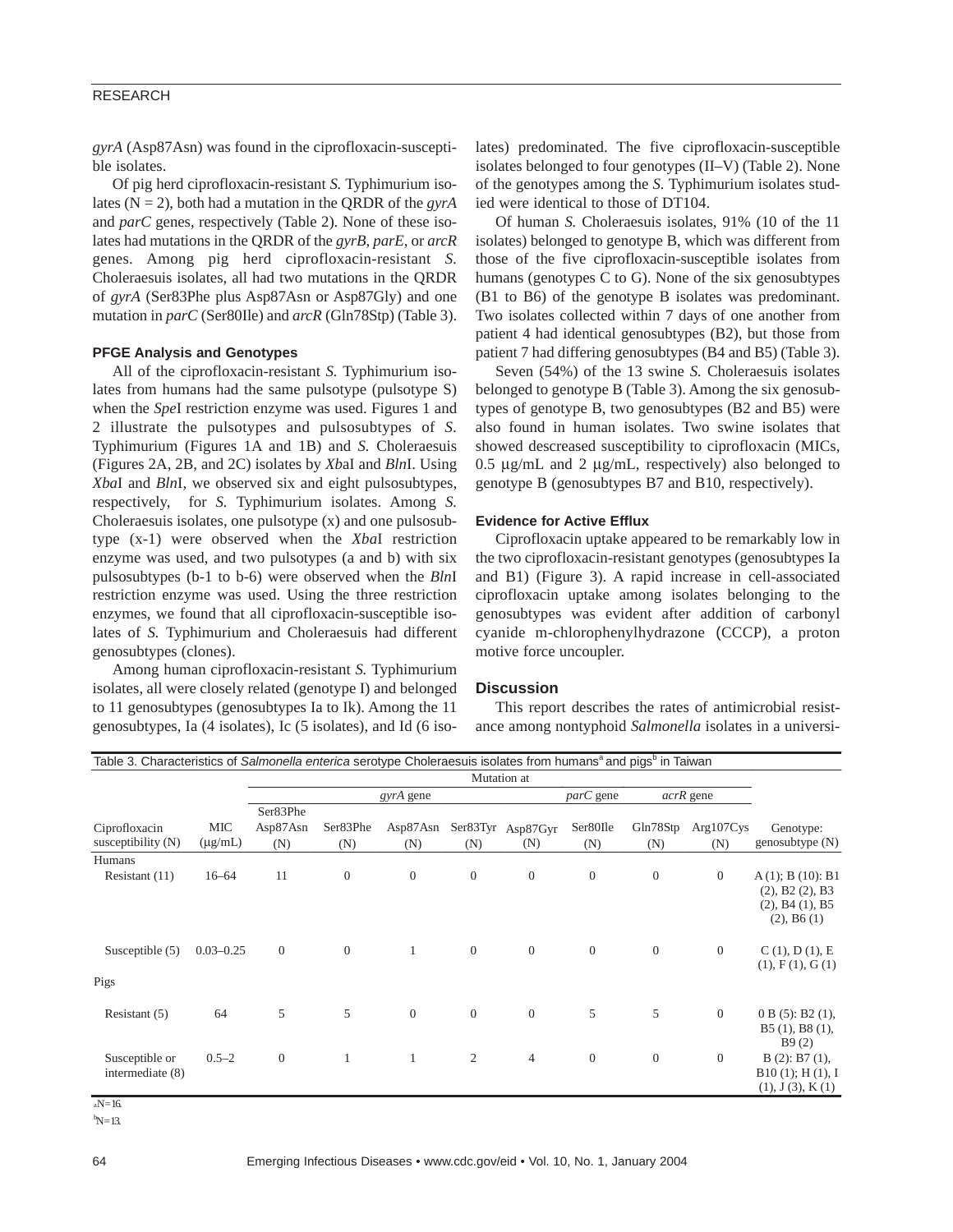*gyrA* (Asp87Asn) was found in the ciprofloxacin-susceptible isolates.

Of pig herd ciprofloxacin-resistant *S.* Typhimurium isolates (N = 2), both had a mutation in the QRDR of the *gyrA* and *parC* genes, respectively (Table 2). None of these isolates had mutations in the QRDR of the *gyrB, parE*, or *arcR* genes. Among pig herd ciprofloxacin-resistant *S.* Choleraesuis isolates, all had two mutations in the QRDR of *gyrA* (Ser83Phe plus Asp87Asn or Asp87Gly) and one mutation in *parC* (Ser80Ile) and *arcR* (Gln78Stp) (Table 3).

### PFGE Analysis and Genotypes

All of the ciprofloxacin-resistant *S.* Typhimurium isolates from humans had the same pulsotype (pulsotype S) when the *Spe*I restriction enzyme was used. Figures 1 and 2 illustrate the pulsotypes and pulsosubtypes of *S.* Typhimurium (Figures 1A and 1B) and *S.* Choleraesuis (Figures 2A, 2B, and 2C) isolates by *Xba*I and *Bln*I. Using *Xba*I and *Bln*I, we observed six and eight pulsosubtypes, respectively, for *S.* Typhimurium isolates. Among *S.* Choleraesuis isolates, one pulsotype (x) and one pulsosubtype (x-1) were observed when the *Xba*I restriction enzyme was used, and two pulsotypes (a and b) with six pulsosubtypes (b-1 to b-6) were observed when the *Bln*I restriction enzyme was used. Using the three restriction enzymes, we found that all ciprofloxacin-susceptible isolates of *S.* Typhimurium and Choleraesuis had different genosubtypes (clones).

Among human ciprofloxacin-resistant *S.* Typhimurium isolates, all were closely related (genotype I) and belonged to 11 genosubtypes (genosubtypes Ia to Ik). Among the 11 genosubtypes, Ia (4 isolates), Ic (5 isolates), and Id (6 isolates) predominated. The five ciprofloxacin-susceptible isolates belonged to four genotypes (II–V) (Table 2). None of the genotypes among the *S.* Typhimurium isolates studied were identical to those of DT104.

Of human *S.* Choleraesuis isolates, 91% (10 of the 11 isolates) belonged to genotype B, which was different from those of the five ciprofloxacin-susceptible isolates from humans (genotypes C to G). None of the six genosubtypes (B1 to B6) of the genotype B isolates was predominant. Two isolates collected within 7 days of one another from patient 4 had identical genosubtypes (B2), but those from patient 7 had differing genosubtypes (B4 and B5) (Table 3).

Seven (54%) of the 13 swine *S.* Choleraesuis isolates belonged to genotype B (Table 3). Among the six genosubtypes of genotype B, two genosubtypes (B2 and B5) were also found in human isolates. Two swine isolates that showed descreased susceptibility to ciprofloxacin (MICs, 0.5 μg/mL and 2 μg/mL, respectively) also belonged to genotype B (genosubtypes B7 and B10, respectively).

### Evidence for Active Efflux

Ciprofloxacin uptake appeared to be remarkably low in the two ciprofloxacin-resistant genotypes (genosubtypes Ia and B1) (Figure 3). A rapid increase in cell-associated ciprofloxacin uptake among isolates belonging to the genosubtypes was evident after addition of carbonyl cyanide m-chlorophenylhydrazone (CCCP), a proton motive force uncoupler.

## Discussion

This report describes the rates of antimicrobial resistance among nontyphoid *Salmonella* isolates in a universi-

Table 3. Characteristics of *Salmonella enterica* serotype Choleraesuis isolates from humans[a] and pigs[b] in Taiwan

| | | Mutation at | | | | | | | | |
|---|---|---|---|---|---|---|---|---|---|---|
| | | *gyrA* gene | | | | | *parC* gene | *acrR* gene | | |
| Ciprofloxacin susceptibility (N) | MIC (μg/mL) | Ser83Phe Asp87Asn (N) | Ser83Phe (N) | Asp87Asn (N) | Ser83Tyr (N) | Asp87Gyr (N) | Ser80Ile (N) | Gln78Stp (N) | Arg107Cys (N) | Genotype: genosubtype (N) |
| Humans | | | | | | | | | | |
| Resistant (11) | 16–64 | 11 | 0 | 0 | 0 | 0 | 0 | 0 | 0 | A (1); B (10): B1 (2), B2 (2), B3 (2), B4 (1), B5 (2), B6 (1) |
| Susceptible (5) | 0.03–0.25 | 0 | 0 | 1 | 0 | 0 | 0 | 0 | 0 | C (1), D (1), E (1), F (1), G (1) |
| Pigs | | | | | | | | | | |
| Resistant (5) | 64 | 5 | 5 | 0 | 0 | 0 | 5 | 5 | 0 | 0 B (5): B2 (1), B5 (1), B8 (1), B9 (2) |
| Susceptible or intermediate (8) | 0.5–2 | 0 | 1 | 1 | 2 | 4 | 0 | 0 | 0 | B (2): B7 (1), B10 (1); H (1), I (1), J (3), K (1) |

[a]N=16.

[b]N=13.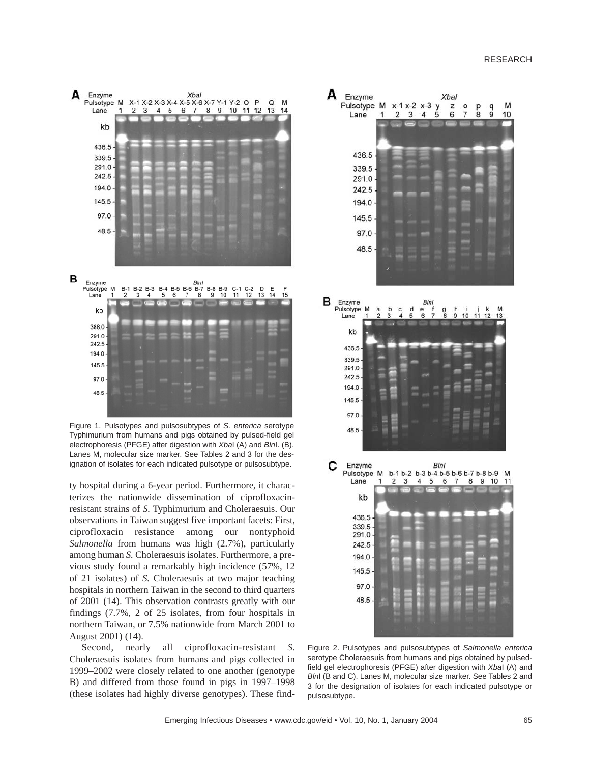Figure 1. Pulsotypes and pulsosubtypes of *S. enterica* serotype Typhimurium from humans and pigs obtained by pulsed-field gel electrophoresis (PFGE) after digestion with *Xba*I (A) and *Bln*I. (B). Lanes M, molecular size marker. See Tables 2 and 3 for the designation of isolates for each indicated pulsotype or pulsosubtype.

ty hospital during a 6-year period. Furthermore, it characterizes the nationwide dissemination of ciprofloxacin-resistant strains of *S.* Typhimurium and Choleraesuis. Our observations in Taiwan suggest five important facets: First, ciprofloxacin resistance among our nontyphoid *Salmonella* from humans was high (2.7%), particularly among human *S.* Choleraesuis isolates. Furthermore, a previous study found a remarkably high incidence (57%, 12 of 21 isolates) of *S.* Choleraesuis at two major teaching hospitals in northern Taiwan in the second to third quarters of 2001 (14). This observation contrasts greatly with our findings (7.7%, 2 of 25 isolates, from four hospitals in northern Taiwan, or 7.5% nationwide from March 2001 to August 2001) (14).

Second, nearly all ciprofloxacin-resistant *S.* Choleraesuis isolates from humans and pigs collected in 1999–2002 were closely related to one another (genotype B) and differed from those found in pigs in 1997–1998 (these isolates had highly diverse genotypes). These find-

Figure 2. Pulsotypes and pulsosubtypes of *Salmonella enterica* serotype Choleraesuis from humans and pigs obtained by pulsed-field gel electrophoresis (PFGE) after digestion with *Xba*I (A) and *Bln*I (B and C). Lanes M, molecular size marker. See Tables 2 and 3 for the designation of isolates for each indicated pulsotype or pulsosubtype.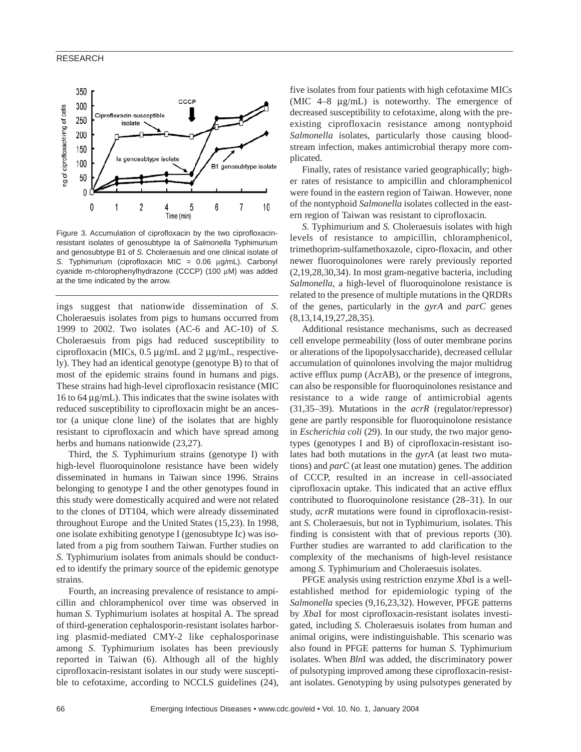Figure 3. Accumulation of ciprofloxacin by the two ciprofloxacin-resistant isolates of genosubtype Ia of *Salmonella* Typhimurium and genosubtype B1 of *S.* Choleraesuis and one clinical isolate of *S.* Typhimurium (ciprofloxacin MIC = 0.06 μg/mL). Carbonyl cyanide m-chlorophenylhydrazone (CCCP) (100 μM) was added at the time indicated by the arrow.

ings suggest that nationwide dissemination of *S*. Choleraesuis isolates from pigs to humans occurred from 1999 to 2002. Two isolates (AC-6 and AC-10) of *S.* Choleraesuis from pigs had reduced susceptibility to ciprofloxacin (MICs, 0.5 μg/mL and 2 μg/mL, respectively). They had an identical genotype (genotype B) to that of most of the epidemic strains found in humans and pigs. These strains had high-level ciprofloxacin resistance (MIC 16 to 64 μg/mL). This indicates that the swine isolates with reduced susceptibility to ciprofloxacin might be an ancestor (a unique clone line) of the isolates that are highly resistant to ciprofloxacin and which have spread among herbs and humans nationwide (23,27).

Third, the *S.* Typhimurium strains (genotype I) with high-level fluoroquinolone resistance have been widely disseminated in humans in Taiwan since 1996. Strains belonging to genotype I and the other genotypes found in this study were domestically acquired and were not related to the clones of DT104, which were already disseminated throughout Europe and the United States (15,23). In 1998, one isolate exhibiting genotype I (genosubtype Ic) was isolated from a pig from southern Taiwan. Further studies on *S.* Typhimurium isolates from animals should be conducted to identify the primary source of the epidemic genotype strains.

Fourth, an increasing prevalence of resistance to ampicillin and chloramphenicol over time was observed in human *S.* Typhimurium isolates at hospital A. The spread of third-generation cephalosporin-resistant isolates harboring plasmid-mediated CMY-2 like cephalosporinase among *S.* Typhimurium isolates has been previously reported in Taiwan (6). Although all of the highly ciprofloxacin-resistant isolates in our study were susceptible to cefotaxime, according to NCCLS guidelines (24), five isolates from four patients with high cefotaxime MICs (MIC 4–8 μg/mL) is noteworthy. The emergence of decreased susceptibility to cefotaxime, along with the preexisting ciprofloxacin resistance among nontyphoid *Salmonella* isolates, particularly those causing bloodstream infection, makes antimicrobial therapy more complicated.

Finally, rates of resistance varied geographically; higher rates of resistance to ampicillin and chloramphenicol were found in the eastern region of Taiwan. However, none of the nontyphoid *Salmonella* isolates collected in the eastern region of Taiwan was resistant to ciprofloxacin.

*S.* Typhimurium and *S.* Choleraesuis isolates with high levels of resistance to ampicillin, chloramphenicol, trimethoprim-sulfamethoxazole, cipro-floxacin, and other newer fluoroquinolones were rarely previously reported (2,19,28,30,34). In most gram-negative bacteria, including *Salmonella*, a high-level of fluoroquinolone resistance is related to the presence of multiple mutations in the QRDRs of the genes, particularly in the *gyrA* and *parC* genes (8,13,14,19,27,28,35).

Additional resistance mechanisms, such as decreased cell envelope permeability (loss of outer membrane porins or alterations of the lipopolysaccharide), decreased cellular accumulation of quinolones involving the major multidrug active efflux pump (AcrAB), or the presence of integrons, can also be responsible for fluoroquinolones resistance and resistance to a wide range of antimicrobial agents (31,35–39). Mutations in the *acrR* (regulator/repressor) gene are partly responsible for fluoroquinolone resistance in *Escherichia coli* (29). In our study, the two major genotypes (genotypes I and B) of ciprofloxacin-resistant isolates had both mutations in the *gyrA* (at least two mutations) and *parC* (at least one mutation) genes. The addition of CCCP, resulted in an increase in cell-associated ciprofloxacin uptake. This indicated that an active efflux contributed to fluoroquinolone resistance (28–31). In our study, *acrR* mutations were found in ciprofloxacin-resistant *S.* Choleraesuis, but not in Typhimurium, isolates. This finding is consistent with that of previous reports (30). Further studies are warranted to add clarification to the complexity of the mechanisms of high-level resistance among *S.* Typhimurium and Choleraesuis isolates.

PFGE analysis using restriction enzyme *Xba*I is a well-established method for epidemiologic typing of the *Salmonella* species (9,16,23,32). However, PFGE patterns by *Xba*I for most ciprofloxacin-resistant isolates investigated, including *S.* Choleraesuis isolates from human and animal origins, were indistinguishable. This scenario was also found in PFGE patterns for human *S.* Typhimurium isolates. When *Bln*I was added, the discriminatory power of pulsotyping improved among these ciprofloxacin-resistant isolates. Genotyping by using pulsotypes generated by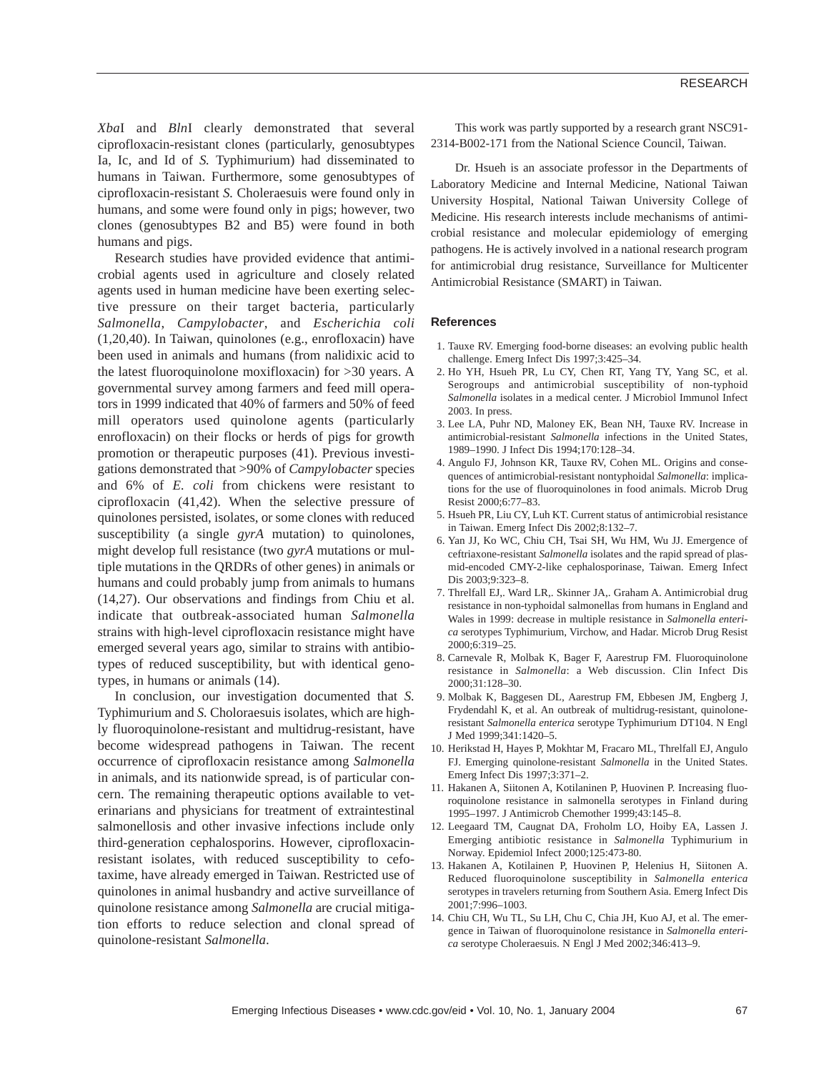*Xba*I and *Bln*I clearly demonstrated that several ciprofloxacin-resistant clones (particularly, genosubtypes Ia, Ic, and Id of *S.* Typhimurium) had disseminated to humans in Taiwan. Furthermore, some genosubtypes of ciprofloxacin-resistant *S.* Choleraesuis were found only in humans, and some were found only in pigs; however, two clones (genosubtypes B2 and B5) were found in both humans and pigs.

Research studies have provided evidence that antimicrobial agents used in agriculture and closely related agents used in human medicine have been exerting selective pressure on their target bacteria, particularly *Salmonella*, *Campylobacter*, and *Escherichia coli* (1,20,40). In Taiwan, quinolones (e.g., enrofloxacin) have been used in animals and humans (from nalidixic acid to the latest fluoroquinolone moxifloxacin) for >30 years. A governmental survey among farmers and feed mill operators in 1999 indicated that 40% of farmers and 50% of feed mill operators used quinolone agents (particularly enrofloxacin) on their flocks or herds of pigs for growth promotion or therapeutic purposes (41). Previous investigations demonstrated that >90% of *Campylobacter* species and 6% of *E. coli* from chickens were resistant to ciprofloxacin (41,42). When the selective pressure of quinolones persisted, isolates, or some clones with reduced susceptibility (a single *gyrA* mutation) to quinolones, might develop full resistance (two *gyrA* mutations or multiple mutations in the QRDRs of other genes) in animals or humans and could probably jump from animals to humans (14,27). Our observations and findings from Chiu et al. indicate that outbreak-associated human *Salmonella* strains with high-level ciprofloxacin resistance might have emerged several years ago, similar to strains with antibiotypes of reduced susceptibility, but with identical genotypes, in humans or animals (14).

In conclusion, our investigation documented that *S.* Typhimurium and *S.* Choloraesuis isolates, which are highly fluoroquinolone-resistant and multidrug-resistant, have become widespread pathogens in Taiwan. The recent occurrence of ciprofloxacin resistance among *Salmonella* in animals, and its nationwide spread, is of particular concern. The remaining therapeutic options available to veterinarians and physicians for treatment of extraintestinal salmonellosis and other invasive infections include only third-generation cephalosporins. However, ciprofloxacin-resistant isolates, with reduced susceptibility to cefotaxime, have already emerged in Taiwan. Restricted use of quinolones in animal husbandry and active surveillance of quinolone resistance among *Salmonella* are crucial mitigation efforts to reduce selection and clonal spread of quinolone-resistant *Salmonella*.

This work was partly supported by a research grant NSC91-2314-B002-171 from the National Science Council, Taiwan.

Dr. Hsueh is an associate professor in the Departments of Laboratory Medicine and Internal Medicine, National Taiwan University Hospital, National Taiwan University College of Medicine. His research interests include mechanisms of antimicrobial resistance and molecular epidemiology of emerging pathogens. He is actively involved in a national research program for antimicrobial drug resistance, Surveillance for Multicenter Antimicrobial Resistance (SMART) in Taiwan.

## References

1. Tauxe RV. Emerging food-borne diseases: an evolving public health challenge. Emerg Infect Dis 1997;3:425–34.
2. Ho YH, Hsueh PR, Lu CY, Chen RT, Yang TY, Yang SC, et al. Serogroups and antimicrobial susceptibility of non-typhoid *Salmonella* isolates in a medical center. J Microbiol Immunol Infect 2003. In press.
3. Lee LA, Puhr ND, Maloney EK, Bean NH, Tauxe RV. Increase in antimicrobial-resistant *Salmonella* infections in the United States, 1989–1990. J Infect Dis 1994;170:128–34.
4. Angulo FJ, Johnson KR, Tauxe RV, Cohen ML. Origins and consequences of antimicrobial-resistant nontyphoidal *Salmonella*: implications for the use of fluoroquinolones in food animals. Microb Drug Resist 2000;6:77–83.
5. Hsueh PR, Liu CY, Luh KT. Current status of antimicrobial resistance in Taiwan. Emerg Infect Dis 2002;8:132–7.
6. Yan JJ, Ko WC, Chiu CH, Tsai SH, Wu HM, Wu JJ. Emergence of ceftriaxone-resistant *Salmonella* isolates and the rapid spread of plasmid-encoded CMY-2-like cephalosporinase, Taiwan. Emerg Infect Dis 2003;9:323–8.
7. Threlfall EJ,. Ward LR,. Skinner JA,. Graham A. Antimicrobial drug resistance in non-typhoidal salmonellas from humans in England and Wales in 1999: decrease in multiple resistance in *Salmonella enterica* serotypes Typhimurium, Virchow, and Hadar. Microb Drug Resist 2000;6:319–25.
8. Carnevale R, Molbak K, Bager F, Aarestrup FM. Fluoroquinolone resistance in *Salmonella*: a Web discussion. Clin Infect Dis 2000;31:128–30.
9. Molbak K, Baggesen DL, Aarestrup FM, Ebbesen JM, Engberg J, Frydendahl K, et al. An outbreak of multidrug-resistant, quinolone-resistant *Salmonella enterica* serotype Typhimurium DT104. N Engl J Med 1999;341:1420–5.
10. Herikstad H, Hayes P, Mokhtar M, Fracaro ML, Threlfall EJ, Angulo FJ. Emerging quinolone-resistant *Salmonella* in the United States. Emerg Infect Dis 1997;3:371–2.
11. Hakanen A, Siitonen A, Kotilaninen P, Huovinen P. Increasing fluoroquinolone resistance in salmonella serotypes in Finland during 1995–1997. J Antimicrob Chemother 1999;43:145–8.
12. Leegaard TM, Caugnat DA, Froholm LO, Hoiby EA, Lassen J. Emerging antibiotic resistance in *Salmonella* Typhimurium in Norway. Epidemiol Infect 2000;125:473-80.
13. Hakanen A, Kotilainen P, Huovinen P, Helenius H, Siitonen A. Reduced fluoroquinolone susceptibility in *Salmonella enterica* serotypes in travelers returning from Southern Asia. Emerg Infect Dis 2001;7:996–1003.
14. Chiu CH, Wu TL, Su LH, Chu C, Chia JH, Kuo AJ, et al. The emergence in Taiwan of fluoroquinolone resistance in *Salmonella enterica* serotype Choleraesuis. N Engl J Med 2002;346:413–9.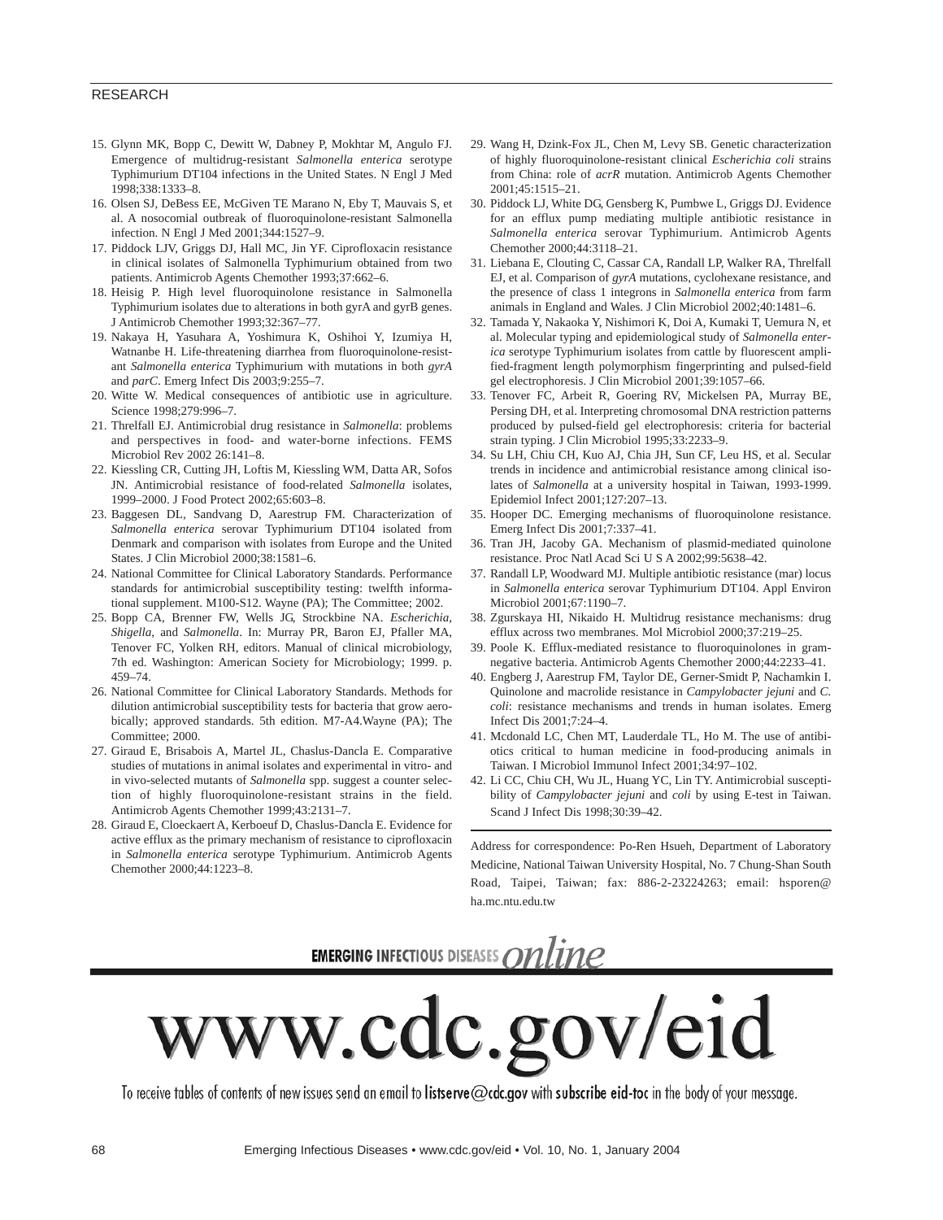15. Glynn MK, Bopp C, Dewitt W, Dabney P, Mokhtar M, Angulo FJ. Emergence of multidrug-resistant *Salmonella enterica* serotype Typhimurium DT104 infections in the United States. N Engl J Med 1998;338:1333–8.
16. Olsen SJ, DeBess EE, McGiven TE Marano N, Eby T, Mauvais S, et al. A nosocomial outbreak of fluoroquinolone-resistant Salmonella infection. N Engl J Med 2001;344:1527–9.
17. Piddock LJV, Griggs DJ, Hall MC, Jin YF. Ciprofloxacin resistance in clinical isolates of Salmonella Typhimurium obtained from two patients. Antimicrob Agents Chemother 1993;37:662–6.
18. Heisig P. High level fluoroquinolone resistance in Salmonella Typhimurium isolates due to alterations in both gyrA and gyrB genes. J Antimicrob Chemother 1993;32:367–77.
19. Nakaya H, Yasuhara A, Yoshimura K, Oshihoi Y, Izumiya H, Watnanbe H. Life-threatening diarrhea from fluoroquinolone-resistant *Salmonella enterica* Typhimurium with mutations in both *gyrA* and *parC*. Emerg Infect Dis 2003;9:255–7.
20. Witte W. Medical consequences of antibiotic use in agriculture. Science 1998;279:996–7.
21. Threlfall EJ. Antimicrobial drug resistance in *Salmonella*: problems and perspectives in food- and water-borne infections. FEMS Microbiol Rev 2002 26:141–8.
22. Kiessling CR, Cutting JH, Loftis M, Kiessling WM, Datta AR, Sofos JN. Antimicrobial resistance of food-related *Salmonella* isolates, 1999–2000. J Food Protect 2002;65:603–8.
23. Baggesen DL, Sandvang D, Aarestrup FM. Characterization of *Salmonella enterica* serovar Typhimurium DT104 isolated from Denmark and comparison with isolates from Europe and the United States. J Clin Microbiol 2000;38:1581–6.
24. National Committee for Clinical Laboratory Standards. Performance standards for antimicrobial susceptibility testing: twelfth informational supplement. M100-S12. Wayne (PA); The Committee; 2002.
25. Bopp CA, Brenner FW, Wells JG, Strockbine NA. *Escherichia*, *Shigella*, and *Salmonella*. In: Murray PR, Baron EJ, Pfaller MA, Tenover FC, Yolken RH, editors. Manual of clinical microbiology, 7th ed. Washington: American Society for Microbiology; 1999. p. 459–74.
26. National Committee for Clinical Laboratory Standards. Methods for dilution antimicrobial susceptibility tests for bacteria that grow aerobically; approved standards. 5th edition. M7-A4.Wayne (PA); The Committee; 2000.
27. Giraud E, Brisabois A, Martel JL, Chaslus-Dancla E. Comparative studies of mutations in animal isolates and experimental in vitro- and in vivo-selected mutants of *Salmonella* spp. suggest a counter selection of highly fluoroquinolone-resistant strains in the field. Antimicrob Agents Chemother 1999;43:2131–7.
28. Giraud E, Cloeckaert A, Kerboeuf D, Chaslus-Dancla E. Evidence for active efflux as the primary mechanism of resistance to ciprofloxacin in *Salmonella enterica* serotype Typhimurium. Antimicrob Agents Chemother 2000;44:1223–8.
29. Wang H, Dzink-Fox JL, Chen M, Levy SB. Genetic characterization of highly fluoroquinolone-resistant clinical *Escherichia coli* strains from China: role of *acrR* mutation. Antimicrob Agents Chemother 2001;45:1515–21.
30. Piddock LJ, White DG, Gensberg K, Pumbwe L, Griggs DJ. Evidence for an efflux pump mediating multiple antibiotic resistance in *Salmonella enterica* serovar Typhimurium. Antimicrob Agents Chemother 2000;44:3118–21.
31. Liebana E, Clouting C, Cassar CA, Randall LP, Walker RA, Threlfall EJ, et al. Comparison of *gyrA* mutations, cyclohexane resistance, and the presence of class 1 integrons in *Salmonella enterica* from farm animals in England and Wales. J Clin Microbiol 2002;40:1481–6.
32. Tamada Y, Nakaoka Y, Nishimori K, Doi A, Kumaki T, Uemura N, et al. Molecular typing and epidemiological study of *Salmonella enterica* serotype Typhimurium isolates from cattle by fluorescent amplified-fragment length polymorphism fingerprinting and pulsed-field gel electrophoresis. J Clin Microbiol 2001;39:1057–66.
33. Tenover FC, Arbeit R, Goering RV, Mickelsen PA, Murray BE, Persing DH, et al. Interpreting chromosomal DNA restriction patterns produced by pulsed-field gel electrophoresis: criteria for bacterial strain typing. J Clin Microbiol 1995;33:2233–9.
34. Su LH, Chiu CH, Kuo AJ, Chia JH, Sun CF, Leu HS, et al. Secular trends in incidence and antimicrobial resistance among clinical isolates of *Salmonella* at a university hospital in Taiwan, 1993-1999. Epidemiol Infect 2001;127:207–13.
35. Hooper DC. Emerging mechanisms of fluoroquinolone resistance. Emerg Infect Dis 2001;7:337–41.
36. Tran JH, Jacoby GA. Mechanism of plasmid-mediated quinolone resistance. Proc Natl Acad Sci U S A 2002;99:5638–42.
37. Randall LP, Woodward MJ. Multiple antibiotic resistance (mar) locus in *Salmonella enterica* serovar Typhimurium DT104. Appl Environ Microbiol 2001;67:1190–7.
38. Zgurskaya HI, Nikaido H. Multidrug resistance mechanisms: drug efflux across two membranes. Mol Microbiol 2000;37:219–25.
39. Poole K. Efflux-mediated resistance to fluoroquinolones in gram-negative bacteria. Antimicrob Agents Chemother 2000;44:2233–41.
40. Engberg J, Aarestrup FM, Taylor DE, Gerner-Smidt P, Nachamkin I. Quinolone and macrolide resistance in *Campylobacter jejuni* and *C. coli*: resistance mechanisms and trends in human isolates. Emerg Infect Dis 2001;7:24–4.
41. Mcdonald LC, Chen MT, Lauderdale TL, Ho M. The use of antibiotics critical to human medicine in food-producing animals in Taiwan. I Microbiol Immunol Infect 2001;34:97–102.
42. Li CC, Chiu CH, Wu JL, Huang YC, Lin TY. Antimicrobial susceptibility of *Campylobacter jejuni* and *coli* by using E-test in Taiwan. Scand J Infect Dis 1998;30:39–42.

Address for correspondence: Po-Ren Hsueh, Department of Laboratory Medicine, National Taiwan University Hospital, No. 7 Chung-Shan South Road, Taipei, Taiwan; fax: 886-2-23224263; email: hsporen@ha.mc.ntu.edu.tw

EMERGING INFECTIOUS DISEASES *online*

# www.cdc.gov/eid

To receive tables of contents of new issues send an email to **listserve@cdc.gov** with **subscribe eid-toc** in the body of your message.